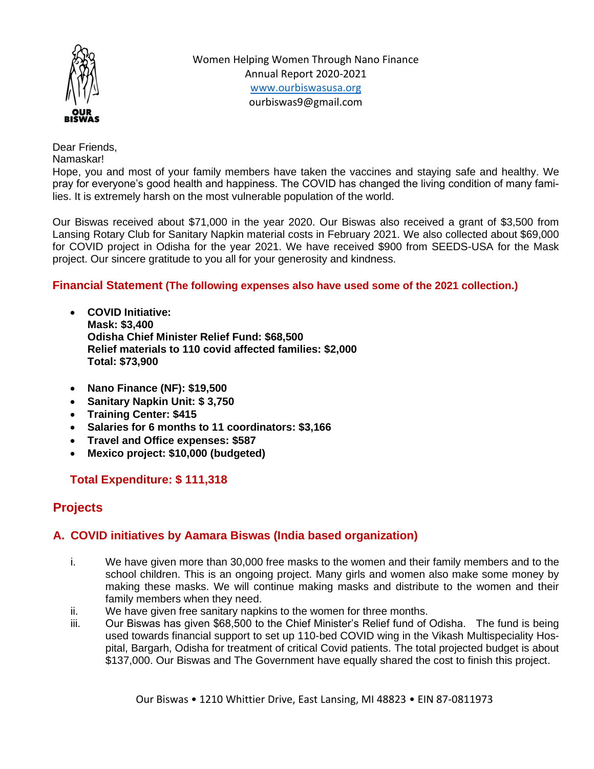Women Helping Women Through Nano Finance
Annual Report 2020-2021
www.ourbiswasusa.org
ourbiswas9@gmail.com

Dear Friends,
Namaskar!
Hope, you and most of your family members have taken the vaccines and staying safe and healthy. We pray for everyone's good health and happiness. The COVID has changed the living condition of many families. It is extremely harsh on the most vulnerable population of the world.

Our Biswas received about $71,000 in the year 2020. Our Biswas also received a grant of $3,500 from Lansing Rotary Club for Sanitary Napkin material costs in February 2021. We also collected about $69,000 for COVID project in Odisha for the year 2021. We have received $900 from SEEDS-USA for the Mask project. Our sincere gratitude to you all for your generosity and kindness.

## Financial Statement (The following expenses also have used some of the 2021 collection.)

- **COVID Initiative:**
  **Mask: $3,400**
  **Odisha Chief Minister Relief Fund: $68,500**
  **Relief materials to 110 covid affected families: $2,000**
  **Total: $73,900**
- **Nano Finance (NF): $19,500**
- **Sanitary Napkin Unit: $ 3,750**
- **Training Center: $415**
- **Salaries for 6 months to 11 coordinators: $3,166**
- **Travel and Office expenses: $587**
- **Mexico project: $10,000 (budgeted)**

**Total Expenditure: $ 111,318**

## Projects

### A. COVID initiatives by Aamara Biswas (India based organization)

i. We have given more than 30,000 free masks to the women and their family members and to the school children. This is an ongoing project. Many girls and women also make some money by making these masks. We will continue making masks and distribute to the women and their family members when they need.

ii. We have given free sanitary napkins to the women for three months.

iii. Our Biswas has given $68,500 to the Chief Minister's Relief fund of Odisha. The fund is being used towards financial support to set up 110-bed COVID wing in the Vikash Multispeciality Hospital, Bargarh, Odisha for treatment of critical Covid patients. The total projected budget is about $137,000. Our Biswas and The Government have equally shared the cost to finish this project.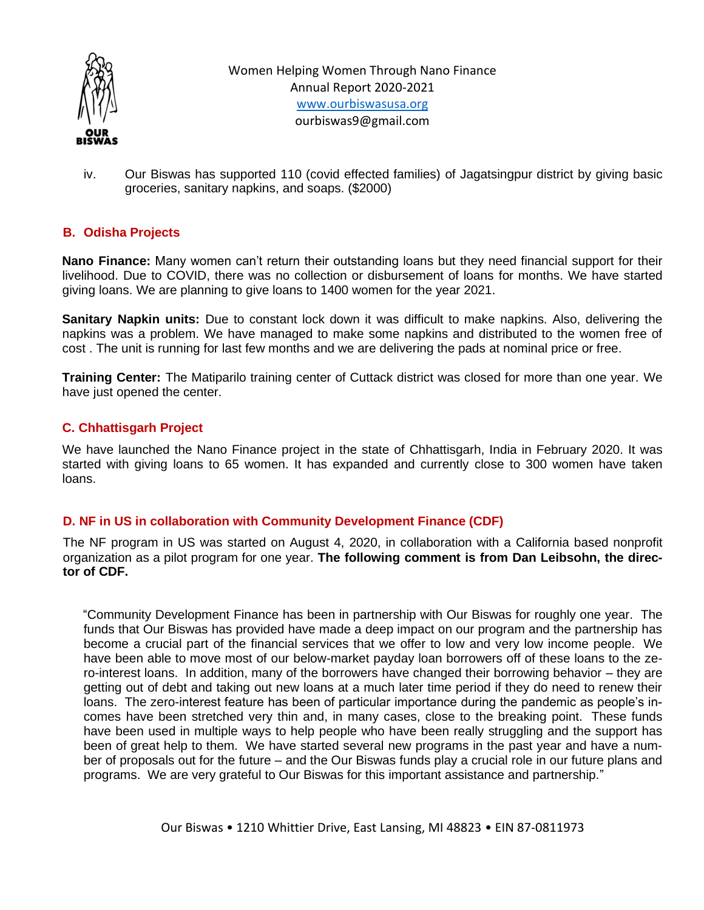iv. Our Biswas has supported 110 (covid effected families) of Jagatsingpur district by giving basic groceries, sanitary napkins, and soaps. ($2000)

## B. Odisha Projects

**Nano Finance:** Many women can't return their outstanding loans but they need financial support for their livelihood. Due to COVID, there was no collection or disbursement of loans for months. We have started giving loans. We are planning to give loans to 1400 women for the year 2021.

**Sanitary Napkin units:** Due to constant lock down it was difficult to make napkins. Also, delivering the napkins was a problem. We have managed to make some napkins and distributed to the women free of cost . The unit is running for last few months and we are delivering the pads at nominal price or free.

**Training Center:** The Matiparilo training center of Cuttack district was closed for more than one year. We have just opened the center.

## C. Chhattisgarh Project

We have launched the Nano Finance project in the state of Chhattisgarh, India in February 2020. It was started with giving loans to 65 women. It has expanded and currently close to 300 women have taken loans.

## D. NF in US in collaboration with Community Development Finance (CDF)

The NF program in US was started on August 4, 2020, in collaboration with a California based nonprofit organization as a pilot program for one year. **The following comment is from Dan Leibsohn, the director of CDF.**

"Community Development Finance has been in partnership with Our Biswas for roughly one year. The funds that Our Biswas has provided have made a deep impact on our program and the partnership has become a crucial part of the financial services that we offer to low and very low income people. We have been able to move most of our below-market payday loan borrowers off of these loans to the zero-interest loans. In addition, many of the borrowers have changed their borrowing behavior – they are getting out of debt and taking out new loans at a much later time period if they do need to renew their loans. The zero-interest feature has been of particular importance during the pandemic as people's incomes have been stretched very thin and, in many cases, close to the breaking point. These funds have been used in multiple ways to help people who have been really struggling and the support has been of great help to them. We have started several new programs in the past year and have a number of proposals out for the future – and the Our Biswas funds play a crucial role in our future plans and programs. We are very grateful to Our Biswas for this important assistance and partnership."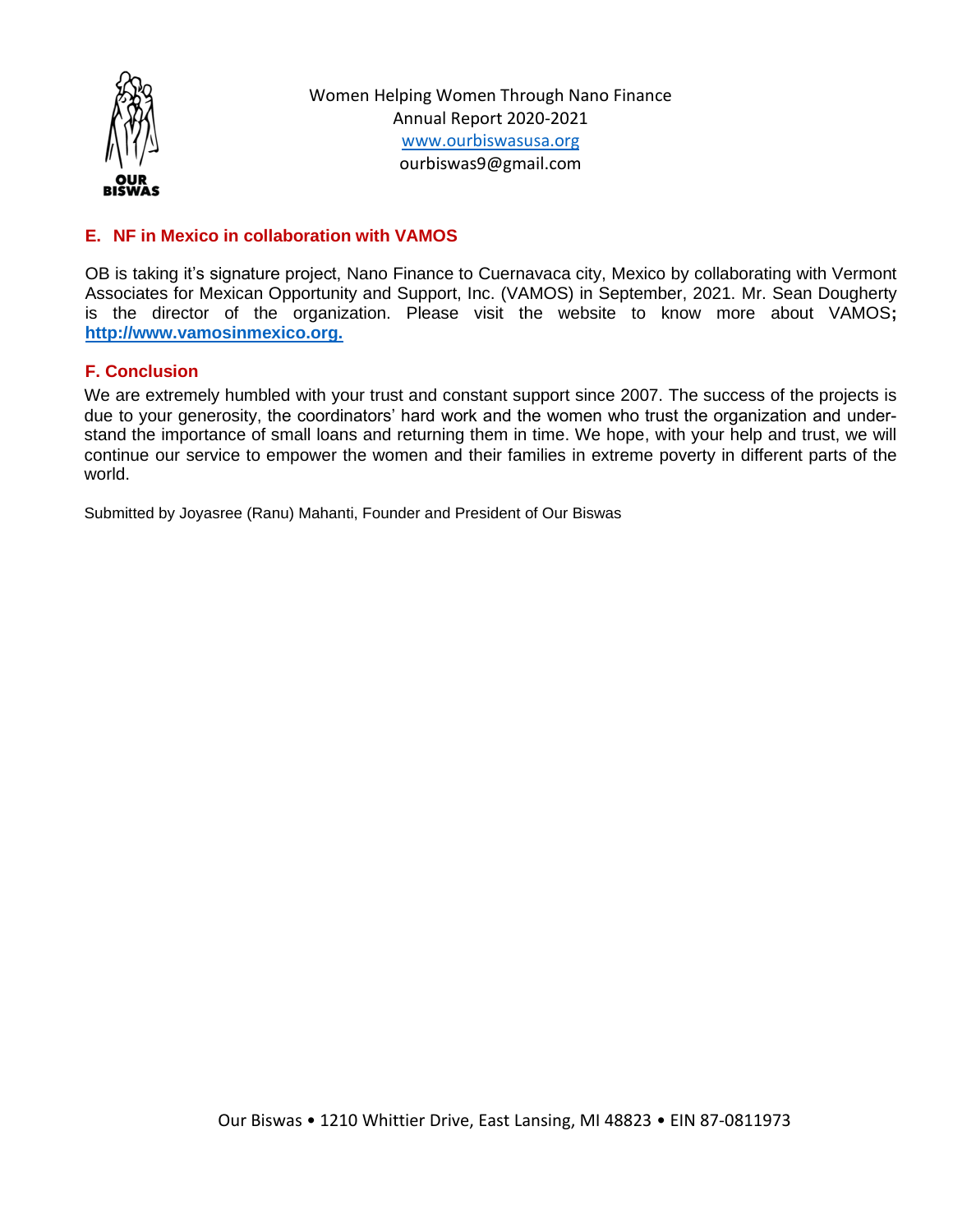## E. NF in Mexico in collaboration with VAMOS

OB is taking it's signature project, Nano Finance to Cuernavaca city, Mexico by collaborating with Vermont Associates for Mexican Opportunity and Support, Inc. (VAMOS) in September, 2021. Mr. Sean Dougherty is the director of the organization. Please visit the website to know more about VAMOS**;** **http://www.vamosinmexico.org.**

## F. Conclusion

We are extremely humbled with your trust and constant support since 2007. The success of the projects is due to your generosity, the coordinators' hard work and the women who trust the organization and understand the importance of small loans and returning them in time. We hope, with your help and trust, we will continue our service to empower the women and their families in extreme poverty in different parts of the world.

Submitted by Joyasree (Ranu) Mahanti, Founder and President of Our Biswas